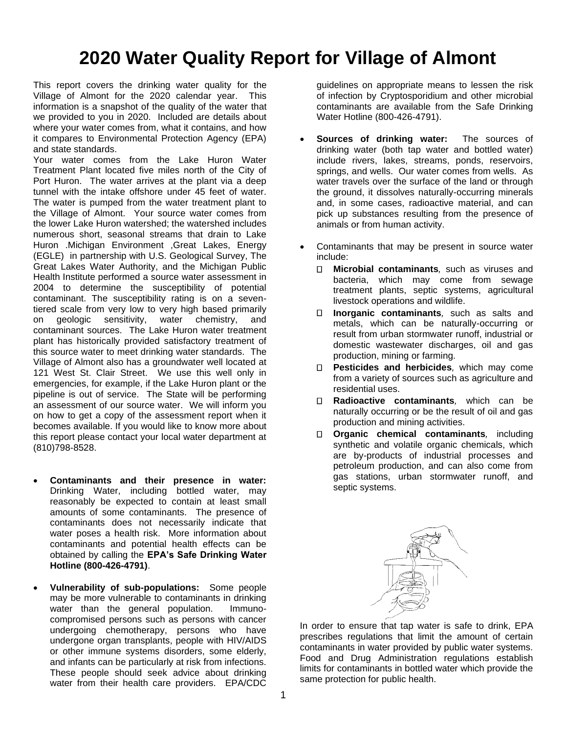# 2020 Water Quality Report for Village of Almont

This report covers the drinking water quality for the Village of Almont for the 2020 calendar year. This information is a snapshot of the quality of the water that we provided to you in 2020. Included are details about where your water comes from, what it contains, and how it compares to Environmental Protection Agency (EPA) and state standards.

Your water comes from the Lake Huron Water Treatment Plant located five miles north of the City of Port Huron. The water arrives at the plant via a deep tunnel with the intake offshore under 45 feet of water. The water is pumped from the water treatment plant to the Village of Almont. Your source water comes from the lower Lake Huron watershed; the watershed includes numerous short, seasonal streams that drain to Lake Huron .Michigan Environment ,Great Lakes, Energy (EGLE) in partnership with U.S. Geological Survey, The Great Lakes Water Authority, and the Michigan Public Health Institute performed a source water assessment in 2004 to determine the susceptibility of potential contaminant. The susceptibility rating is on a seven-tiered scale from very low to very high based primarily on geologic sensitivity, water chemistry, and contaminant sources. The Lake Huron water treatment plant has historically provided satisfactory treatment of this source water to meet drinking water standards. The Village of Almont also has a groundwater well located at 121 West St. Clair Street. We use this well only in emergencies, for example, if the Lake Huron plant or the pipeline is out of service. The State will be performing an assessment of our source water. We will inform you on how to get a copy of the assessment report when it becomes available. If you would like to know more about this report please contact your local water department at (810)798-8528.

- **Contaminants and their presence in water:** Drinking Water, including bottled water, may reasonably be expected to contain at least small amounts of some contaminants. The presence of contaminants does not necessarily indicate that water poses a health risk. More information about contaminants and potential health effects can be obtained by calling the **EPA's Safe Drinking Water Hotline (800-426-4791)**.
- **Vulnerability of sub-populations:** Some people may be more vulnerable to contaminants in drinking water than the general population. Immuno-compromised persons such as persons with cancer undergoing chemotherapy, persons who have undergone organ transplants, people with HIV/AIDS or other immune systems disorders, some elderly, and infants can be particularly at risk from infections. These people should seek advice about drinking water from their health care providers. EPA/CDC guidelines on appropriate means to lessen the risk of infection by Cryptosporidium and other microbial contaminants are available from the Safe Drinking Water Hotline (800-426-4791).
- **Sources of drinking water:** The sources of drinking water (both tap water and bottled water) include rivers, lakes, streams, ponds, reservoirs, springs, and wells. Our water comes from wells. As water travels over the surface of the land or through the ground, it dissolves naturally-occurring minerals and, in some cases, radioactive material, and can pick up substances resulting from the presence of animals or from human activity.
- Contaminants that may be present in source water include:
  - **Microbial contaminants**, such as viruses and bacteria, which may come from sewage treatment plants, septic systems, agricultural livestock operations and wildlife.
  - **Inorganic contaminants**, such as salts and metals, which can be naturally-occurring or result from urban stormwater runoff, industrial or domestic wastewater discharges, oil and gas production, mining or farming.
  - **Pesticides and herbicides**, which may come from a variety of sources such as agriculture and residential uses.
  - **Radioactive contaminants**, which can be naturally occurring or be the result of oil and gas production and mining activities.
  - **Organic chemical contaminants**, including synthetic and volatile organic chemicals, which are by-products of industrial processes and petroleum production, and can also come from gas stations, urban stormwater runoff, and septic systems.

In order to ensure that tap water is safe to drink, EPA prescribes regulations that limit the amount of certain contaminants in water provided by public water systems. Food and Drug Administration regulations establish limits for contaminants in bottled water which provide the same protection for public health.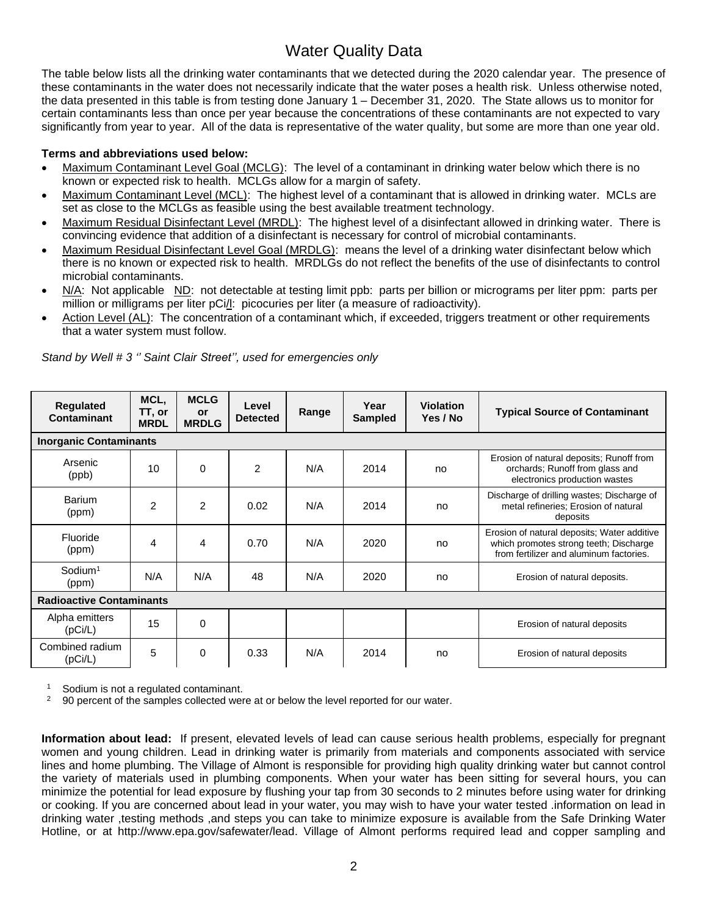# Water Quality Data

The table below lists all the drinking water contaminants that we detected during the 2020 calendar year. The presence of these contaminants in the water does not necessarily indicate that the water poses a health risk. Unless otherwise noted, the data presented in this table is from testing done January 1 – December 31, 2020. The State allows us to monitor for certain contaminants less than once per year because the concentrations of these contaminants are not expected to vary significantly from year to year. All of the data is representative of the water quality, but some are more than one year old.

**Terms and abbreviations used below:**

- Maximum Contaminant Level Goal (MCLG): The level of a contaminant in drinking water below which there is no known or expected risk to health. MCLGs allow for a margin of safety.
- Maximum Contaminant Level (MCL): The highest level of a contaminant that is allowed in drinking water. MCLs are set as close to the MCLGs as feasible using the best available treatment technology.
- Maximum Residual Disinfectant Level (MRDL): The highest level of a disinfectant allowed in drinking water. There is convincing evidence that addition of a disinfectant is necessary for control of microbial contaminants.
- Maximum Residual Disinfectant Level Goal (MRDLG): means the level of a drinking water disinfectant below which there is no known or expected risk to health. MRDLGs do not reflect the benefits of the use of disinfectants to control microbial contaminants.
- N/A: Not applicable ND: not detectable at testing limit ppb: parts per billion or micrograms per liter ppm: parts per million or milligrams per liter pCi/l: picocuries per liter (a measure of radioactivity).
- Action Level (AL): The concentration of a contaminant which, if exceeded, triggers treatment or other requirements that a water system must follow.

*Stand by Well # 3 '' Saint Clair Street'', used for emergencies only*

| Regulated Contaminant | MCL, TT, or MRDL | MCLG or MRDLG | Level Detected | Range | Year Sampled | Violation Yes / No | Typical Source of Contaminant |
|---|---|---|---|---|---|---|---|
| **Inorganic Contaminants** | | | | | | | |
| Arsenic (ppb) | 10 | 0 | 2 | N/A | 2014 | no | Erosion of natural deposits; Runoff from orchards; Runoff from glass and electronics production wastes |
| Barium (ppm) | 2 | 2 | 0.02 | N/A | 2014 | no | Discharge of drilling wastes; Discharge of metal refineries; Erosion of natural deposits |
| Fluoride (ppm) | 4 | 4 | 0.70 | N/A | 2020 | no | Erosion of natural deposits; Water additive which promotes strong teeth; Discharge from fertilizer and aluminum factories. |
| Sodium[1] (ppm) | N/A | N/A | 48 | N/A | 2020 | no | Erosion of natural deposits. |
| **Radioactive Contaminants** | | | | | | | |
| Alpha emitters (pCi/L) | 15 | 0 | | | | | Erosion of natural deposits |
| Combined radium (pCi/L) | 5 | 0 | 0.33 | N/A | 2014 | no | Erosion of natural deposits |

[1] Sodium is not a regulated contaminant.

[2] 90 percent of the samples collected were at or below the level reported for our water.

**Information about lead:** If present, elevated levels of lead can cause serious health problems, especially for pregnant women and young children. Lead in drinking water is primarily from materials and components associated with service lines and home plumbing. The Village of Almont is responsible for providing high quality drinking water but cannot control the variety of materials used in plumbing components. When your water has been sitting for several hours, you can minimize the potential for lead exposure by flushing your tap from 30 seconds to 2 minutes before using water for drinking or cooking. If you are concerned about lead in your water, you may wish to have your water tested .information on lead in drinking water ,testing methods ,and steps you can take to minimize exposure is available from the Safe Drinking Water Hotline, or at http://www.epa.gov/safewater/lead. Village of Almont performs required lead and copper sampling and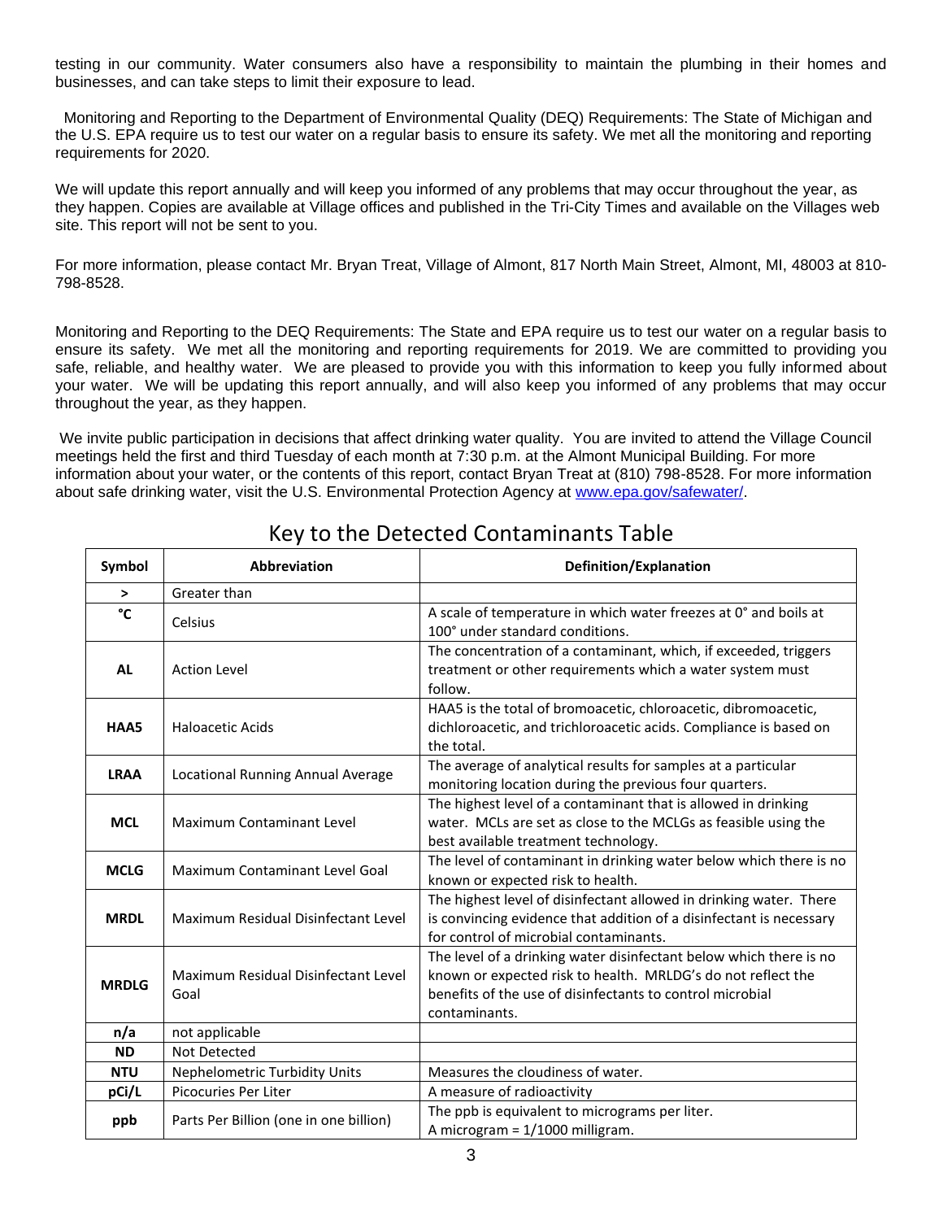testing in our community. Water consumers also have a responsibility to maintain the plumbing in their homes and businesses, and can take steps to limit their exposure to lead.

Monitoring and Reporting to the Department of Environmental Quality (DEQ) Requirements: The State of Michigan and the U.S. EPA require us to test our water on a regular basis to ensure its safety. We met all the monitoring and reporting requirements for 2020.

We will update this report annually and will keep you informed of any problems that may occur throughout the year, as they happen. Copies are available at Village offices and published in the Tri-City Times and available on the Villages web site. This report will not be sent to you.

For more information, please contact Mr. Bryan Treat, Village of Almont, 817 North Main Street, Almont, MI, 48003 at 810-798-8528.

Monitoring and Reporting to the DEQ Requirements: The State and EPA require us to test our water on a regular basis to ensure its safety. We met all the monitoring and reporting requirements for 2019. We are committed to providing you safe, reliable, and healthy water. We are pleased to provide you with this information to keep you fully informed about your water. We will be updating this report annually, and will also keep you informed of any problems that may occur throughout the year, as they happen.

We invite public participation in decisions that affect drinking water quality. You are invited to attend the Village Council meetings held the first and third Tuesday of each month at 7:30 p.m. at the Almont Municipal Building. For more information about your water, or the contents of this report, contact Bryan Treat at (810) 798-8528. For more information about safe drinking water, visit the U.S. Environmental Protection Agency at www.epa.gov/safewater/.

## Key to the Detected Contaminants Table

| Symbol | Abbreviation | Definition/Explanation |
|---|---|---|
| > | Greater than | |
| °C | Celsius | A scale of temperature in which water freezes at 0° and boils at 100° under standard conditions. |
| AL | Action Level | The concentration of a contaminant, which, if exceeded, triggers treatment or other requirements which a water system must follow. |
| HAA5 | Haloacetic Acids | HAA5 is the total of bromoacetic, chloroacetic, dibromoacetic, dichloroacetic, and trichloroacetic acids. Compliance is based on the total. |
| LRAA | Locational Running Annual Average | The average of analytical results for samples at a particular monitoring location during the previous four quarters. |
| MCL | Maximum Contaminant Level | The highest level of a contaminant that is allowed in drinking water. MCLs are set as close to the MCLGs as feasible using the best available treatment technology. |
| MCLG | Maximum Contaminant Level Goal | The level of contaminant in drinking water below which there is no known or expected risk to health. |
| MRDL | Maximum Residual Disinfectant Level | The highest level of disinfectant allowed in drinking water. There is convincing evidence that addition of a disinfectant is necessary for control of microbial contaminants. |
| MRDLG | Maximum Residual Disinfectant Level Goal | The level of a drinking water disinfectant below which there is no known or expected risk to health. MRLDG's do not reflect the benefits of the use of disinfectants to control microbial contaminants. |
| n/a | not applicable | |
| ND | Not Detected | |
| NTU | Nephelometric Turbidity Units | Measures the cloudiness of water. |
| pCi/L | Picocuries Per Liter | A measure of radioactivity |
| ppb | Parts Per Billion (one in one billion) | The ppb is equivalent to micrograms per liter. A microgram = 1/1000 milligram. |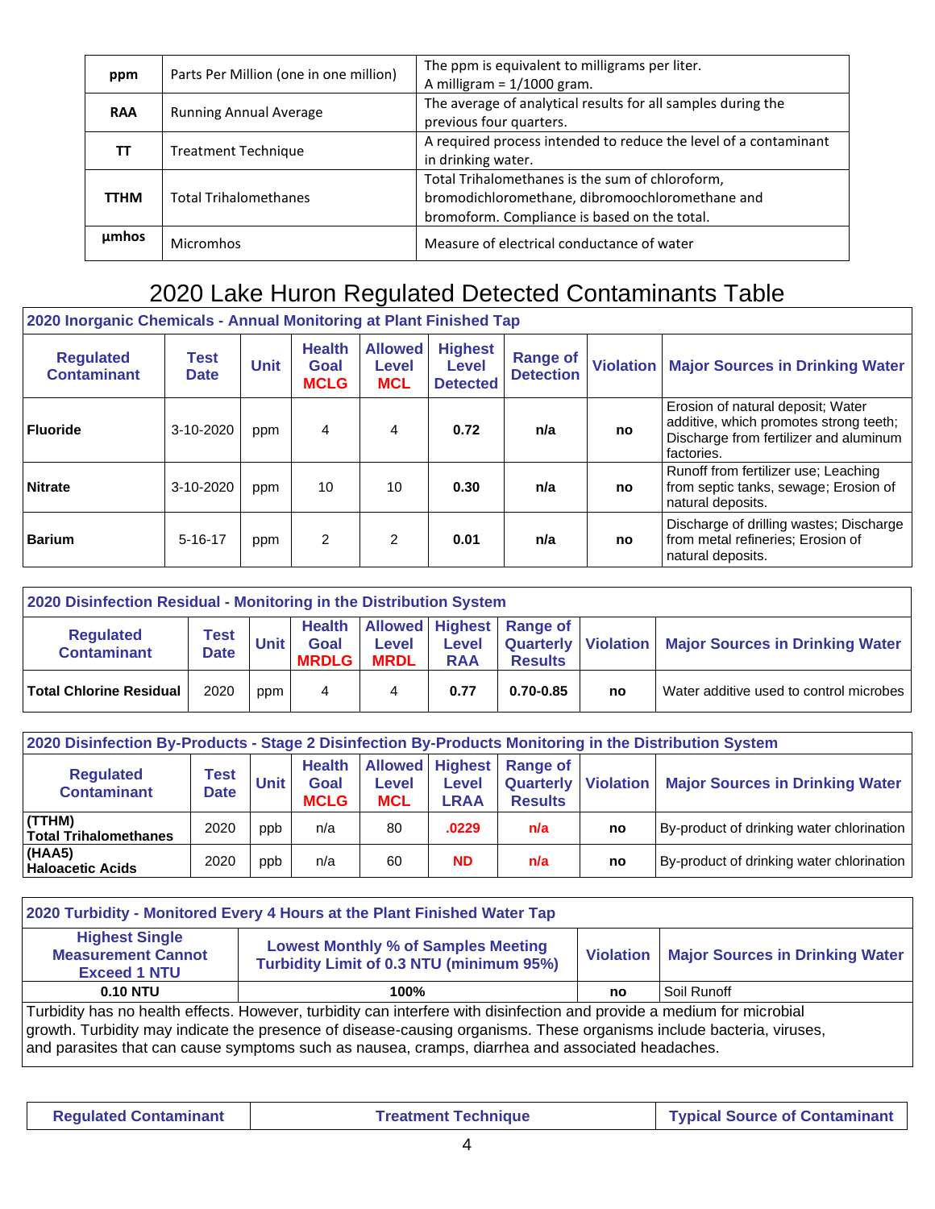| ppm | Parts Per Million (one in one million) | The ppm is equivalent to milligrams per liter. A milligram = 1/1000 gram. |
|---|---|---|
| RAA | Running Annual Average | The average of analytical results for all samples during the previous four quarters. |
| TT | Treatment Technique | A required process intended to reduce the level of a contaminant in drinking water. |
| TTHM | Total Trihalomethanes | Total Trihalomethanes is the sum of chloroform, bromodichloromethane, dibromoochloromethane and bromoform. Compliance is based on the total. |
| µmhos | Micromhos | Measure of electrical conductance of water |

# 2020 Lake Huron Regulated Detected Contaminants Table

**2020 Inorganic Chemicals - Annual Monitoring at Plant Finished Tap**

| Regulated Contaminant | Test Date | Unit | Health Goal MCLG | Allowed Level MCL | Highest Level Detected | Range of Detection | Violation | Major Sources in Drinking Water |
|---|---|---|---|---|---|---|---|---|
| **Fluoride** | 3-10-2020 | ppm | 4 | 4 | **0.72** | **n/a** | **no** | Erosion of natural deposit; Water additive, which promotes strong teeth; Discharge from fertilizer and aluminum factories. |
| **Nitrate** | 3-10-2020 | ppm | 10 | 10 | **0.30** | **n/a** | **no** | Runoff from fertilizer use; Leaching from septic tanks, sewage; Erosion of natural deposits. |
| **Barium** | 5-16-17 | ppm | 2 | 2 | **0.01** | **n/a** | **no** | Discharge of drilling wastes; Discharge from metal refineries; Erosion of natural deposits. |

**2020 Disinfection Residual - Monitoring in the Distribution System**

| Regulated Contaminant | Test Date | Unit | Health Goal MRDLG | Allowed Level MRDL | Highest Level RAA | Range of Quarterly Results | Violation | Major Sources in Drinking Water |
|---|---|---|---|---|---|---|---|---|
| **Total Chlorine Residual** | 2020 | ppm | 4 | 4 | **0.77** | **0.70-0.85** | **no** | Water additive used to control microbes |

**2020 Disinfection By-Products - Stage 2 Disinfection By-Products Monitoring in the Distribution System**

| Regulated Contaminant | Test Date | Unit | Health Goal MCLG | Allowed Level MCL | Highest Level LRAA | Range of Quarterly Results | Violation | Major Sources in Drinking Water |
|---|---|---|---|---|---|---|---|---|
| **(TTHM) Total Trihalomethanes** | 2020 | ppb | n/a | 80 | **.0229** | **n/a** | **no** | By-product of drinking water chlorination |
| **(HAA5) Haloacetic Acids** | 2020 | ppb | n/a | 60 | **ND** | **n/a** | **no** | By-product of drinking water chlorination |

**2020 Turbidity - Monitored Every 4 Hours at the Plant Finished Water Tap**

| Highest Single Measurement Cannot Exceed 1 NTU | Lowest Monthly % of Samples Meeting Turbidity Limit of 0.3 NTU (minimum 95%) | Violation | Major Sources in Drinking Water |
|---|---|---|---|
| **0.10 NTU** | **100%** | **no** | Soil Runoff |

Turbidity has no health effects. However, turbidity can interfere with disinfection and provide a medium for microbial growth. Turbidity may indicate the presence of disease-causing organisms. These organisms include bacteria, viruses, and parasites that can cause symptoms such as nausea, cramps, diarrhea and associated headaches.

| Regulated Contaminant | Treatment Technique | Typical Source of Contaminant |
|---|---|---|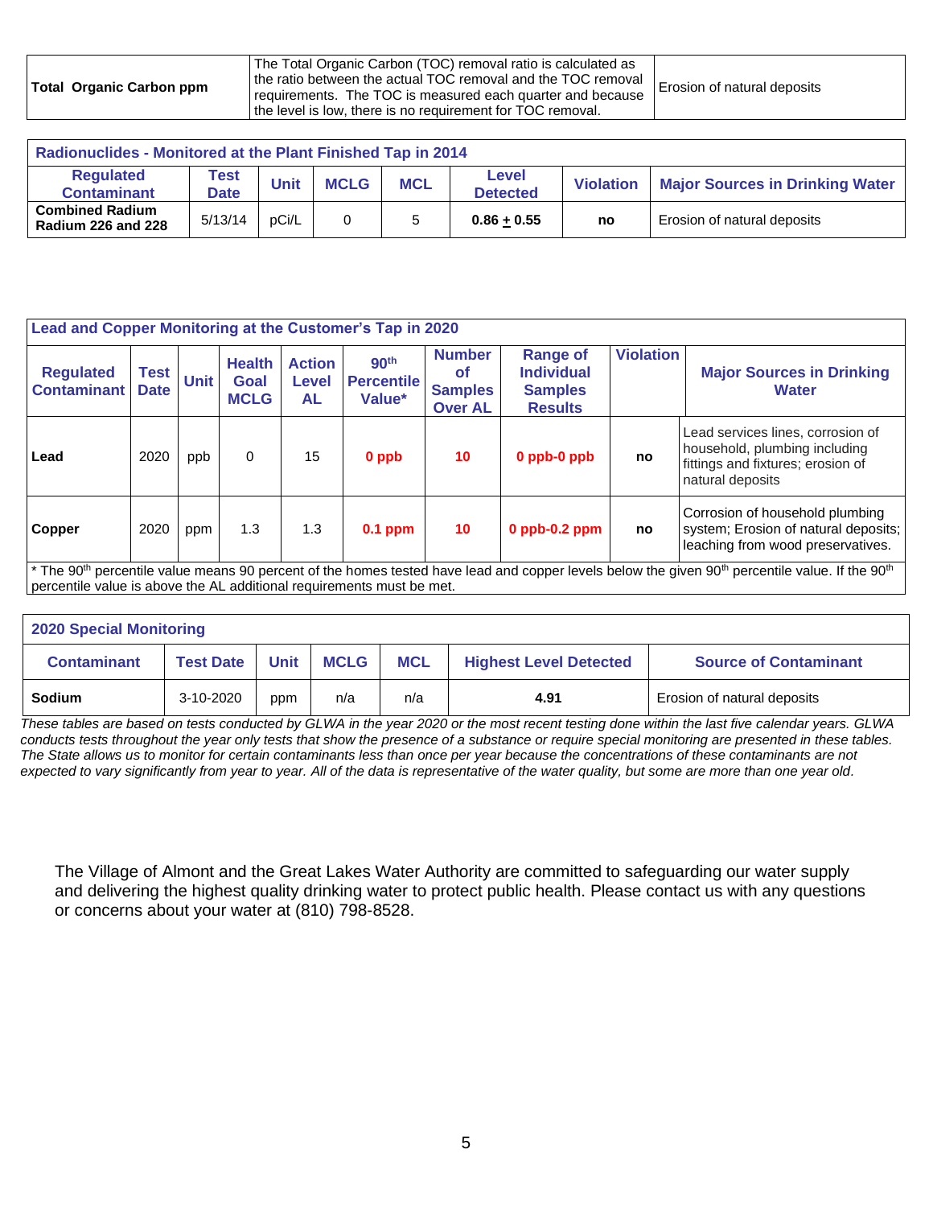| | | |
|---|---|---|
| **Total Organic Carbon ppm** | The Total Organic Carbon (TOC) removal ratio is calculated as the ratio between the actual TOC removal and the TOC removal requirements. The TOC is measured each quarter and because the level is low, there is no requirement for TOC removal. | Erosion of natural deposits |

| Radionuclides - Monitored at the Plant Finished Tap in 2014 | | | | | | | |
|---|---|---|---|---|---|---|---|
| **Regulated Contaminant** | **Test Date** | **Unit** | **MCLG** | **MCL** | **Level Detected** | **Violation** | **Major Sources in Drinking Water** |
| **Combined Radium Radium 226 and 228** | 5/13/14 | pCi/L | 0 | 5 | **0.86 $\pm$ 0.55** | **no** | Erosion of natural deposits |

| Lead and Copper Monitoring at the Customer's Tap in 2020 | | | | | | | | | |
|---|---|---|---|---|---|---|---|---|---|
| **Regulated Contaminant** | **Test Date** | **Unit** | **Health Goal MCLG** | **Action Level AL** | **90th Percentile Value*** | **Number of Samples Over AL** | **Range of Individual Samples Results** | **Violation** | **Major Sources in Drinking Water** |
| **Lead** | 2020 | ppb | 0 | 15 | **0 ppb** | **10** | **0 ppb-0 ppb** | **no** | Lead services lines, corrosion of household, plumbing including fittings and fixtures; erosion of natural deposits |
| **Copper** | 2020 | ppm | 1.3 | 1.3 | **0.1 ppm** | **10** | **0 ppb-0.2 ppm** | **no** | Corrosion of household plumbing system; Erosion of natural deposits; leaching from wood preservatives. |

* The 90th percentile value means 90 percent of the homes tested have lead and copper levels below the given 90th percentile value. If the 90th percentile value is above the AL additional requirements must be met.

| 2020 Special Monitoring | | | | | | |
|---|---|---|---|---|---|---|
| **Contaminant** | **Test Date** | **Unit** | **MCLG** | **MCL** | **Highest Level Detected** | **Source of Contaminant** |
| **Sodium** | 3-10-2020 | ppm | n/a | n/a | **4.91** | Erosion of natural deposits |

*These tables are based on tests conducted by GLWA in the year 2020 or the most recent testing done within the last five calendar years. GLWA conducts tests throughout the year only tests that show the presence of a substance or require special monitoring are presented in these tables. The State allows us to monitor for certain contaminants less than once per year because the concentrations of these contaminants are not expected to vary significantly from year to year. All of the data is representative of the water quality, but some are more than one year old.*

The Village of Almont and the Great Lakes Water Authority are committed to safeguarding our water supply and delivering the highest quality drinking water to protect public health. Please contact us with any questions or concerns about your water at (810) 798-8528.